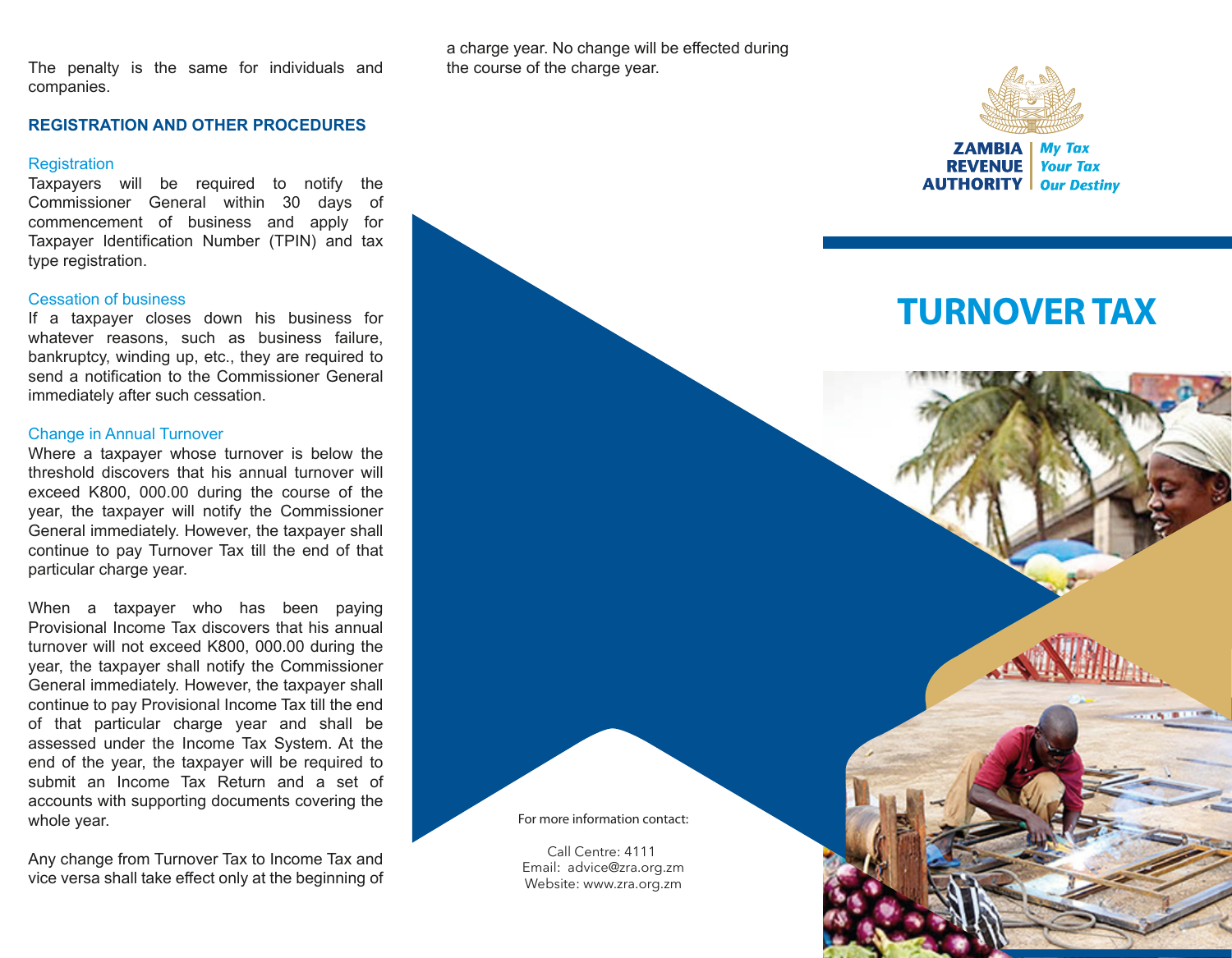The penalty is the same for individuals and companies.

## REGISTRATION AND OTHER PROCEDURES

### Registration

Taxpayers will be required to notify the Commissioner General within 30 days of commencement of business and apply for Taxpayer Identification Number (TPIN) and tax type registration.

### Cessation of business

If a taxpayer closes down his business for whatever reasons, such as business failure, bankruptcy, winding up, etc., they are required to send a notification to the Commissioner General immediately after such cessation.

### Change in Annual Turnover

Where a taxpayer whose turnover is below the threshold discovers that his annual turnover will exceed K800, 000.00 during the course of the year, the taxpayer will notify the Commissioner General immediately. However, the taxpayer shall continue to pay Turnover Tax till the end of that particular charge year.

When a taxpayer who has been paying Provisional Income Tax discovers that his annual turnover will not exceed K800, 000.00 during the year, the taxpayer shall notify the Commissioner General immediately. However, the taxpayer shall continue to pay Provisional Income Tax till the end of that particular charge year and shall be assessed under the Income Tax System. At the end of the year, the taxpayer will be required to submit an Income Tax Return and a set of accounts with supporting documents covering the whole year.

Any change from Turnover Tax to Income Tax and vice versa shall take effect only at the beginning of a charge year. No change will be effected during the course of the charge year.

For more information contact:

Call Centre: 4111
Email: advice@zra.org.zm
Website: www.zra.org.zm

ZAMBIA REVENUE AUTHORITY

*My Tax Your Tax Our Destiny*

# TURNOVER TAX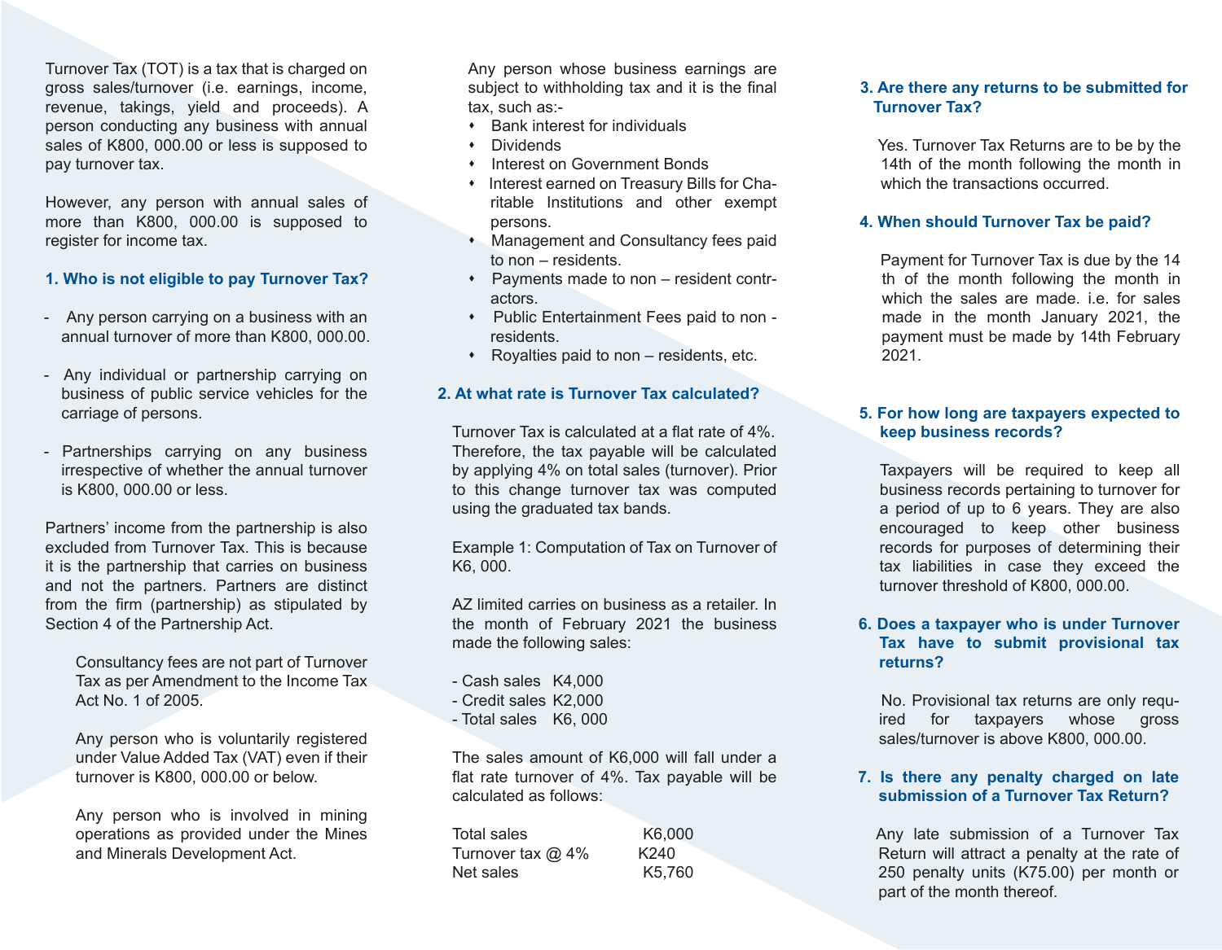Turnover Tax (TOT) is a tax that is charged on gross sales/turnover (i.e. earnings, income, revenue, takings, yield and proceeds). A person conducting any business with annual sales of K800, 000.00 or less is supposed to pay turnover tax.

However, any person with annual sales of more than K800, 000.00 is supposed to register for income tax.

### 1. Who is not eligible to pay Turnover Tax?

- Any person carrying on a business with an annual turnover of more than K800, 000.00.
- Any individual or partnership carrying on business of public service vehicles for the carriage of persons.
- Partnerships carrying on any business irrespective of whether the annual turnover is K800, 000.00 or less.

Partners' income from the partnership is also excluded from Turnover Tax. This is because it is the partnership that carries on business and not the partners. Partners are distinct from the firm (partnership) as stipulated by Section 4 of the Partnership Act.

Consultancy fees are not part of Turnover Tax as per Amendment to the Income Tax Act No. 1 of 2005.

Any person who is voluntarily registered under Value Added Tax (VAT) even if their turnover is K800, 000.00 or below.

Any person who is involved in mining operations as provided under the Mines and Minerals Development Act.

Any person whose business earnings are subject to withholding tax and it is the final tax, such as:-

- Bank interest for individuals
- Dividends
- Interest on Government Bonds
- Interest earned on Treasury Bills for Charitable Institutions and other exempt persons.
- Management and Consultancy fees paid to non – residents.
- Payments made to non – resident contractors.
- Public Entertainment Fees paid to non - residents.
- Royalties paid to non – residents, etc.

### 2. At what rate is Turnover Tax calculated?

Turnover Tax is calculated at a flat rate of 4%. Therefore, the tax payable will be calculated by applying 4% on total sales (turnover). Prior to this change turnover tax was computed using the graduated tax bands.

Example 1: Computation of Tax on Turnover of K6, 000.

AZ limited carries on business as a retailer. In the month of February 2021 the business made the following sales:

- Cash sales K4,000
- Credit sales K2,000
- Total sales K6, 000

The sales amount of K6,000 will fall under a flat rate turnover of 4%. Tax payable will be calculated as follows:

| | |
|---|---|
| Total sales | K6,000 |
| Turnover tax @ 4% | K240 |
| Net sales | K5,760 |

### 3. Are there any returns to be submitted for Turnover Tax?

Yes. Turnover Tax Returns are to be by the 14th of the month following the month in which the transactions occurred.

### 4. When should Turnover Tax be paid?

Payment for Turnover Tax is due by the 14 th of the month following the month in which the sales are made. i.e. for sales made in the month January 2021, the payment must be made by 14th February 2021.

### 5. For how long are taxpayers expected to keep business records?

Taxpayers will be required to keep all business records pertaining to turnover for a period of up to 6 years. They are also encouraged to keep other business records for purposes of determining their tax liabilities in case they exceed the turnover threshold of K800, 000.00.

### 6. Does a taxpayer who is under Turnover Tax have to submit provisional tax returns?

No. Provisional tax returns are only required for taxpayers whose gross sales/turnover is above K800, 000.00.

### 7. Is there any penalty charged on late submission of a Turnover Tax Return?

Any late submission of a Turnover Tax Return will attract a penalty at the rate of 250 penalty units (K75.00) per month or part of the month thereof.